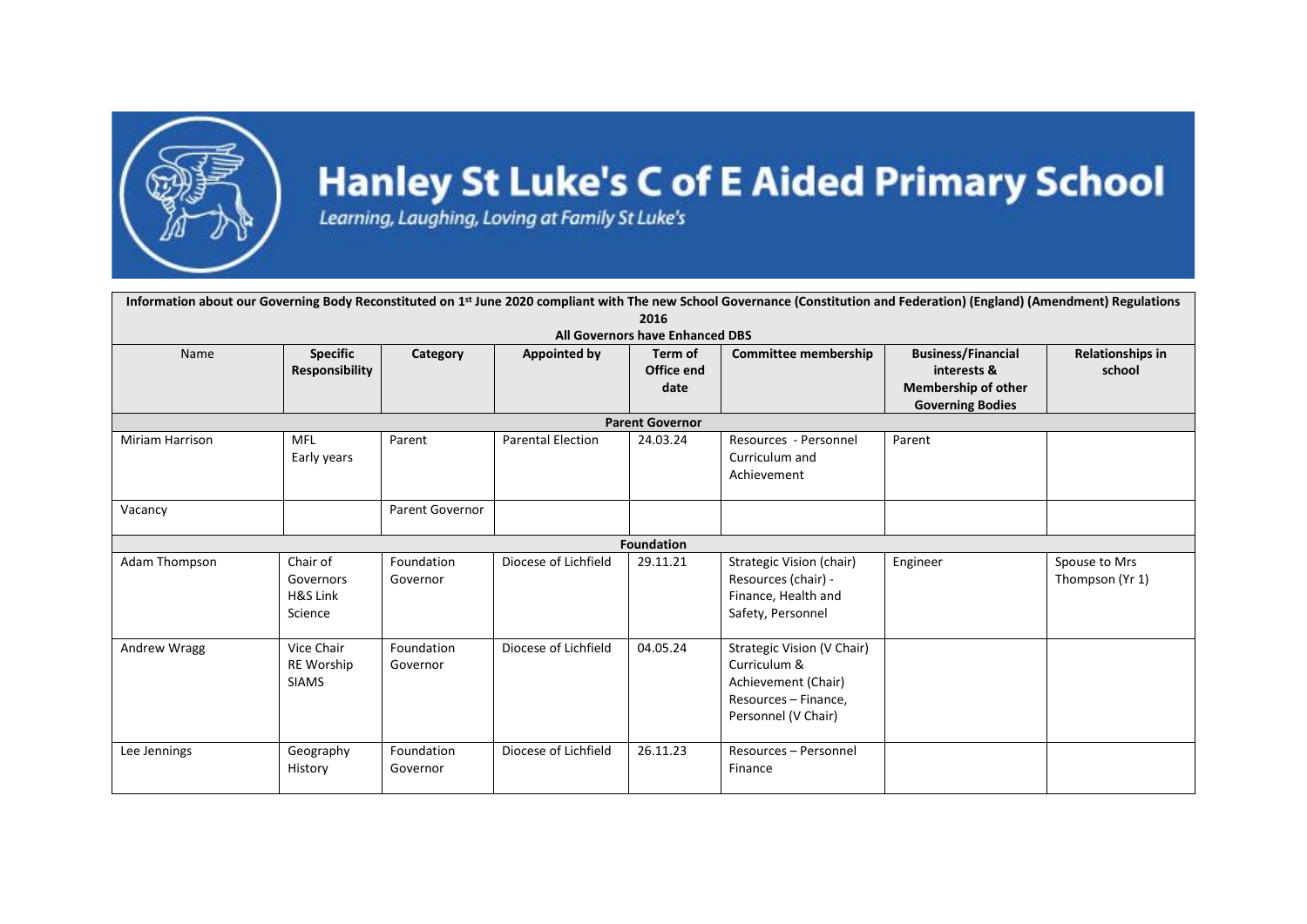# Hanley St Luke's C of E Aided Primary School

*Learning, Laughing, Loving at Family St Luke's*

| Information about our Governing Body Reconstituted on 1st June 2020 compliant with The new School Governance (Constitution and Federation) (England) (Amendment) Regulations 2016<br>All Governors have Enhanced DBS | | | | | | | |
|---|---|---|---|---|---|---|---|
| Name | **Specific Responsibility** | **Category** | **Appointed by** | **Term of Office end date** | **Committee membership** | **Business/Financial interests & Membership of other Governing Bodies** | **Relationships in school** |
| **Parent Governor** | | | | | | | |
| Miriam Harrison | MFL<br>Early years | Parent | Parental Election | 24.03.24 | Resources - Personnel<br>Curriculum and Achievement | Parent | |
| Vacancy | | Parent Governor | | | | | |
| **Foundation** | | | | | | | |
| Adam Thompson | Chair of Governors<br>H&S Link<br>Science | Foundation Governor | Diocese of Lichfield | 29.11.21 | Strategic Vision (chair)<br>Resources (chair) - Finance, Health and Safety, Personnel | Engineer | Spouse to Mrs Thompson (Yr 1) |
| Andrew Wragg | Vice Chair<br>RE Worship<br>SIAMS | Foundation Governor | Diocese of Lichfield | 04.05.24 | Strategic Vision (V Chair)<br>Curriculum & Achievement (Chair)<br>Resources – Finance, Personnel (V Chair) | | |
| Lee Jennings | Geography<br>History | Foundation Governor | Diocese of Lichfield | 26.11.23 | Resources – Personnel<br>Finance | | |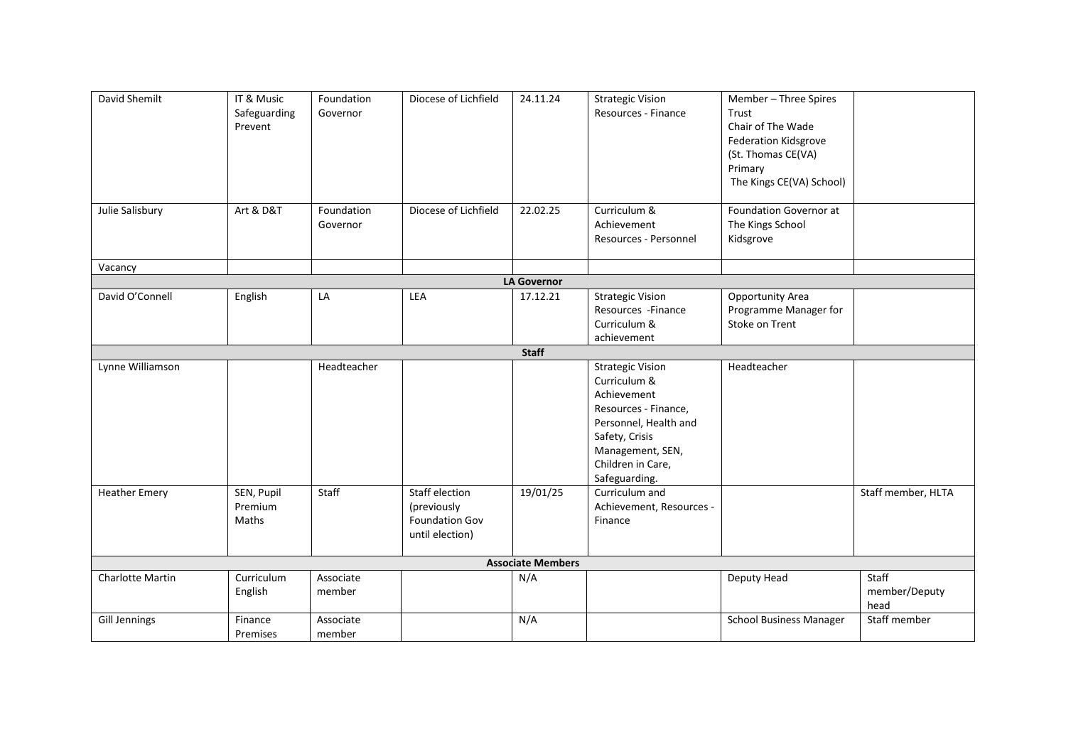| | | | | | | | |
|---|---|---|---|---|---|---|---|
| David Shemilt | IT & Music<br>Safeguarding<br>Prevent | Foundation Governor | Diocese of Lichfield | 24.11.24 | Strategic Vision<br>Resources - Finance | Member – Three Spires Trust<br>Chair of The Wade Federation Kidsgrove<br>(St. Thomas CE(VA) Primary<br>The Kings CE(VA) School) | |
| Julie Salisbury | Art & D&T | Foundation Governor | Diocese of Lichfield | 22.02.25 | Curriculum & Achievement<br>Resources - Personnel | Foundation Governor at The Kings School Kidsgrove | |
| Vacancy | | | | | | | |
| **LA Governor** | | | | | | | |
| David O'Connell | English | LA | LEA | 17.12.21 | Strategic Vision<br>Resources -Finance<br>Curriculum & achievement | Opportunity Area Programme Manager for Stoke on Trent | |
| **Staff** | | | | | | | |
| Lynne Williamson | | Headteacher | | | Strategic Vision<br>Curriculum & Achievement<br>Resources - Finance, Personnel, Health and Safety, Crisis Management, SEN, Children in Care, Safeguarding. | Headteacher | |
| Heather Emery | SEN, Pupil Premium<br>Maths | Staff | Staff election (previously Foundation Gov until election) | 19/01/25 | Curriculum and Achievement, Resources - Finance | | Staff member, HLTA |
| **Associate Members** | | | | | | | |
| Charlotte Martin | Curriculum<br>English | Associate member | | N/A | | Deputy Head | Staff member/Deputy head |
| Gill Jennings | Finance<br>Premises | Associate member | | N/A | | School Business Manager | Staff member |